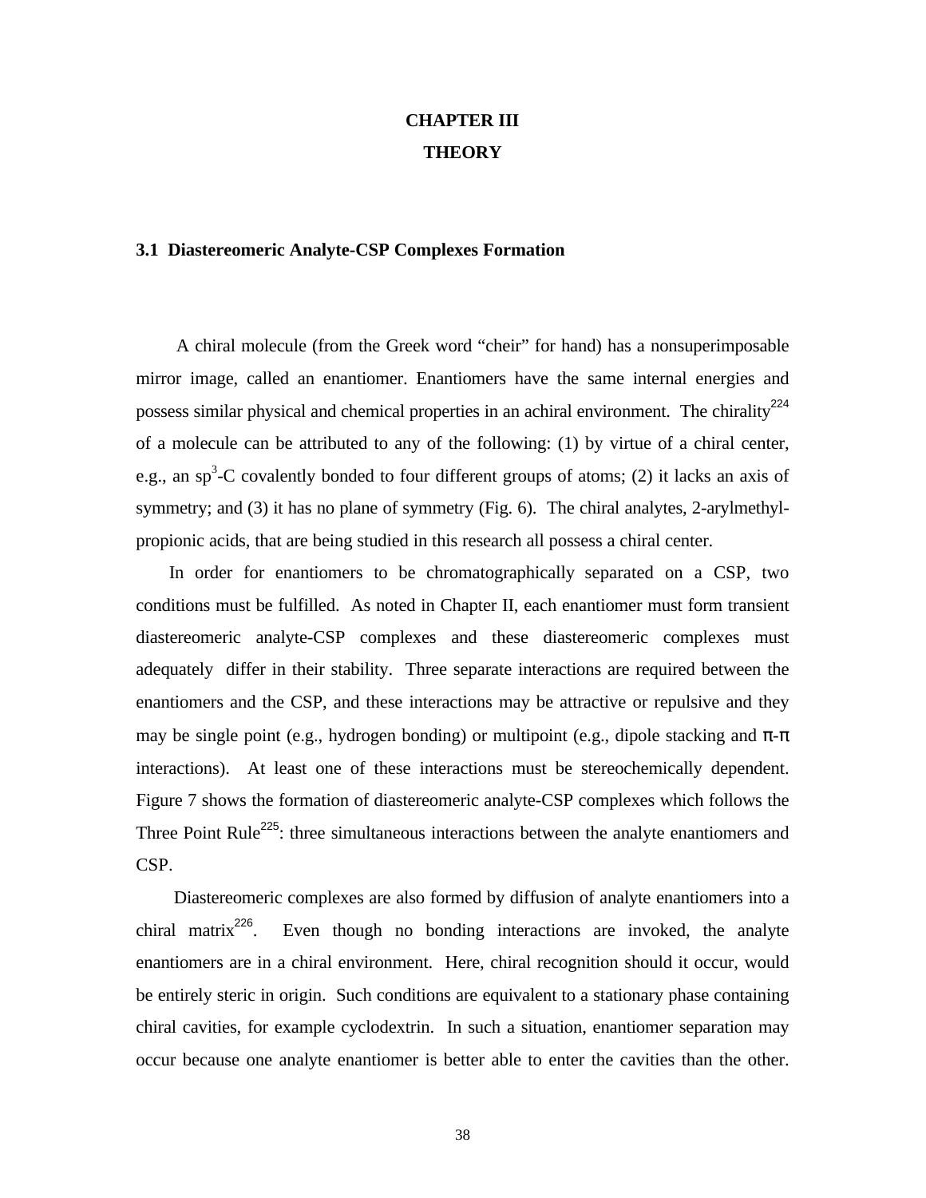# CHAPTER III

# THEORY

## 3.1 Diastereomeric Analyte-CSP Complexes Formation

A chiral molecule (from the Greek word "cheir" for hand) has a nonsuperimposable mirror image, called an enantiomer. Enantiomers have the same internal energies and possess similar physical and chemical properties in an achiral environment. The chirality[224] of a molecule can be attributed to any of the following: (1) by virtue of a chiral center, e.g., an $sp^3$-C covalently bonded to four different groups of atoms; (2) it lacks an axis of symmetry; and (3) it has no plane of symmetry (Fig. 6). The chiral analytes, 2-arylmethyl-propionic acids, that are being studied in this research all possess a chiral center.

In order for enantiomers to be chromatographically separated on a CSP, two conditions must be fulfilled. As noted in Chapter II, each enantiomer must form transient diastereomeric analyte-CSP complexes and these diastereomeric complexes must adequately differ in their stability. Three separate interactions are required between the enantiomers and the CSP, and these interactions may be attractive or repulsive and they may be single point (e.g., hydrogen bonding) or multipoint (e.g., dipole stacking and π-π interactions). At least one of these interactions must be stereochemically dependent. Figure 7 shows the formation of diastereomeric analyte-CSP complexes which follows the Three Point Rule[225]: three simultaneous interactions between the analyte enantiomers and CSP.

Diastereomeric complexes are also formed by diffusion of analyte enantiomers into a chiral matrix[226]. Even though no bonding interactions are invoked, the analyte enantiomers are in a chiral environment. Here, chiral recognition should it occur, would be entirely steric in origin. Such conditions are equivalent to a stationary phase containing chiral cavities, for example cyclodextrin. In such a situation, enantiomer separation may occur because one analyte enantiomer is better able to enter the cavities than the other.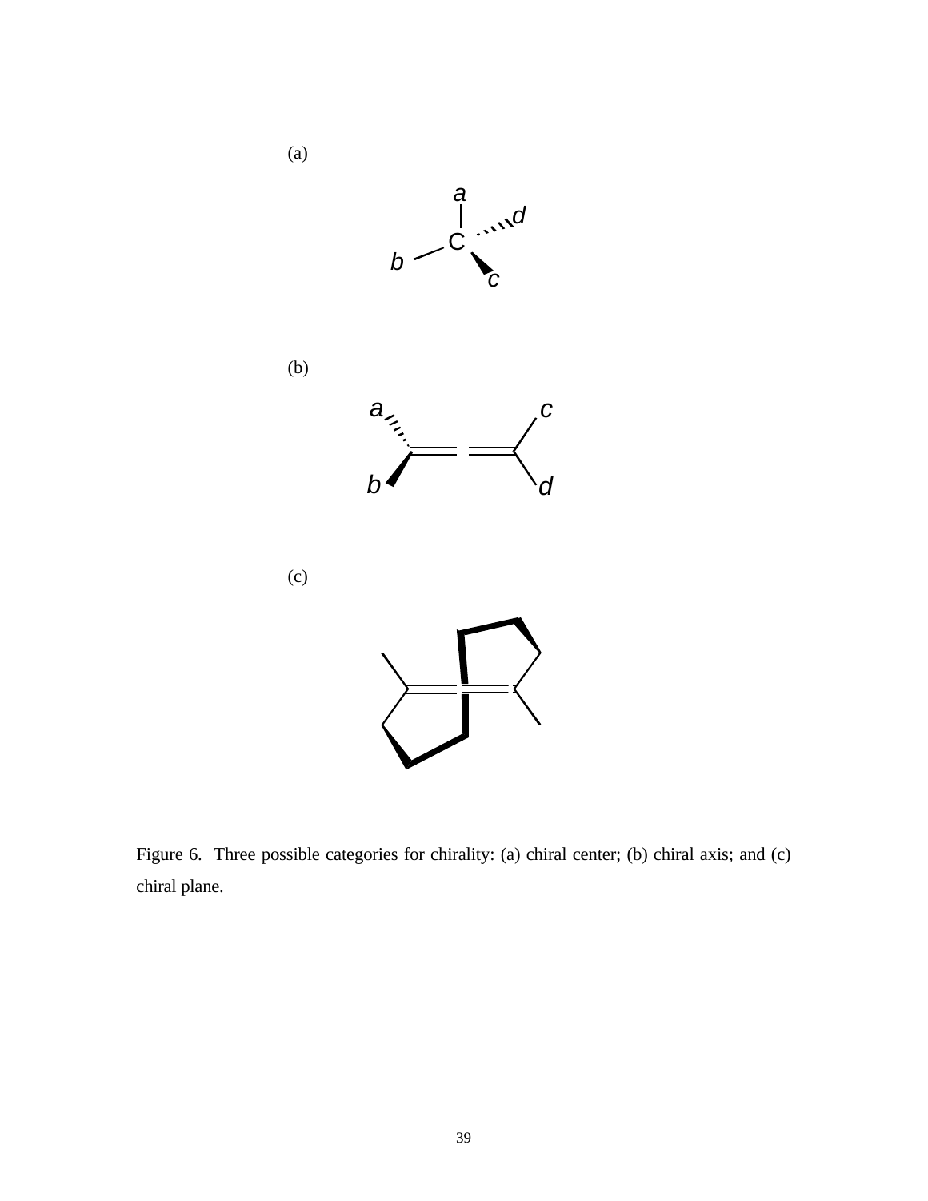(a)

(b)

(c)

Figure 6. Three possible categories for chirality: (a) chiral center; (b) chiral axis; and (c) chiral plane.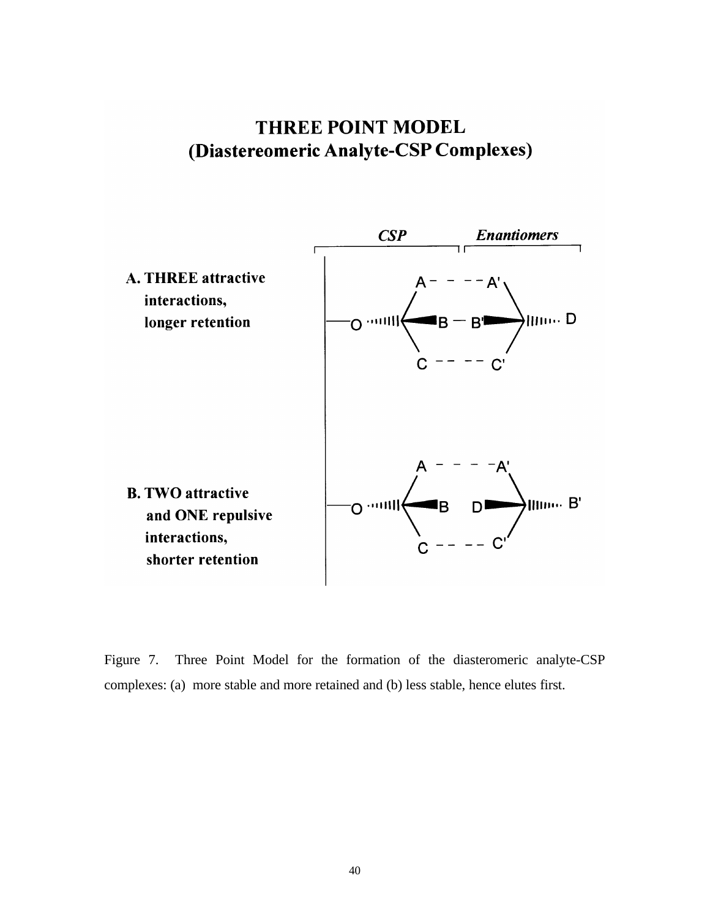# THREE POINT MODEL
## (Diastereomeric Analyte-CSP Complexes)

**A. THREE attractive interactions, longer retention**

**B. TWO attractive and ONE repulsive interactions, shorter retention**

Figure 7. Three Point Model for the formation of the diasteromeric analyte-CSP complexes: (a) more stable and more retained and (b) less stable, hence elutes first.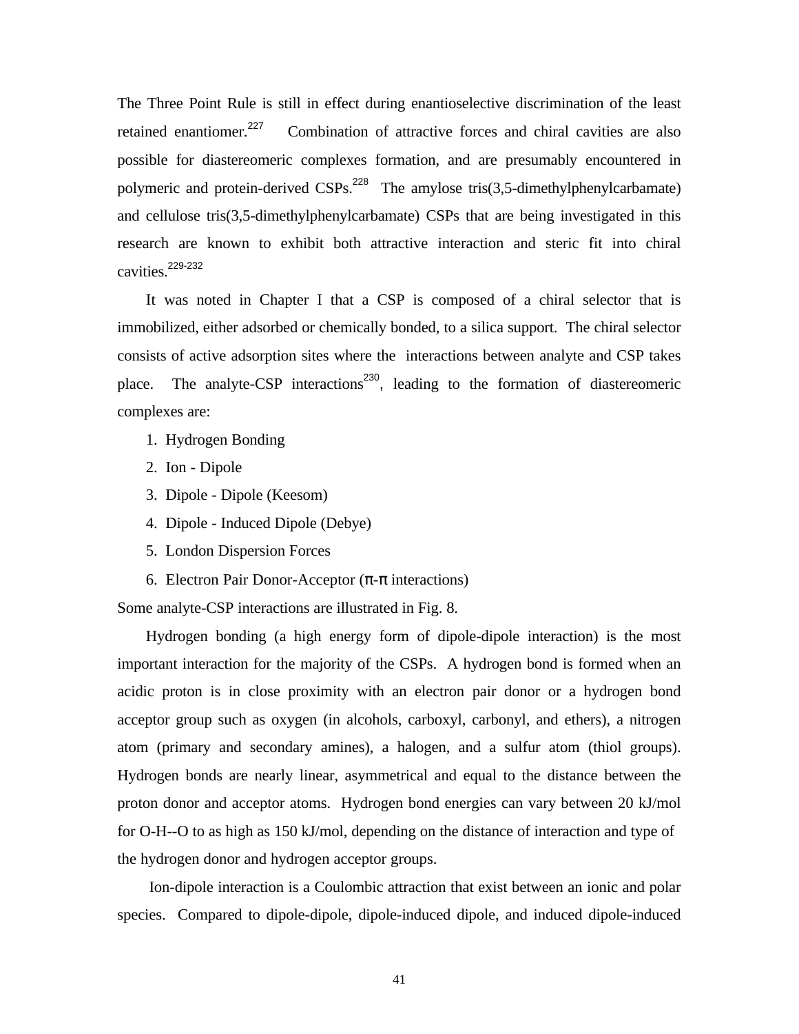The Three Point Rule is still in effect during enantioselective discrimination of the least retained enantiomer.[227] Combination of attractive forces and chiral cavities are also possible for diastereomeric complexes formation, and are presumably encountered in polymeric and protein-derived CSPs.[228] The amylose tris(3,5-dimethylphenylcarbamate) and cellulose tris(3,5-dimethylphenylcarbamate) CSPs that are being investigated in this research are known to exhibit both attractive interaction and steric fit into chiral cavities.[229-232]

It was noted in Chapter I that a CSP is composed of a chiral selector that is immobilized, either adsorbed or chemically bonded, to a silica support. The chiral selector consists of active adsorption sites where the interactions between analyte and CSP takes place. The analyte-CSP interactions[230], leading to the formation of diastereomeric complexes are:

1. Hydrogen Bonding
2. Ion - Dipole
3. Dipole - Dipole (Keesom)
4. Dipole - Induced Dipole (Debye)
5. London Dispersion Forces
6. Electron Pair Donor-Acceptor ($\pi$-$\pi$ interactions)

Some analyte-CSP interactions are illustrated in Fig. 8.

Hydrogen bonding (a high energy form of dipole-dipole interaction) is the most important interaction for the majority of the CSPs. A hydrogen bond is formed when an acidic proton is in close proximity with an electron pair donor or a hydrogen bond acceptor group such as oxygen (in alcohols, carboxyl, carbonyl, and ethers), a nitrogen atom (primary and secondary amines), a halogen, and a sulfur atom (thiol groups). Hydrogen bonds are nearly linear, asymmetrical and equal to the distance between the proton donor and acceptor atoms. Hydrogen bond energies can vary between 20 kJ/mol for O-H--O to as high as 150 kJ/mol, depending on the distance of interaction and type of the hydrogen donor and hydrogen acceptor groups.

Ion-dipole interaction is a Coulombic attraction that exist between an ionic and polar species. Compared to dipole-dipole, dipole-induced dipole, and induced dipole-induced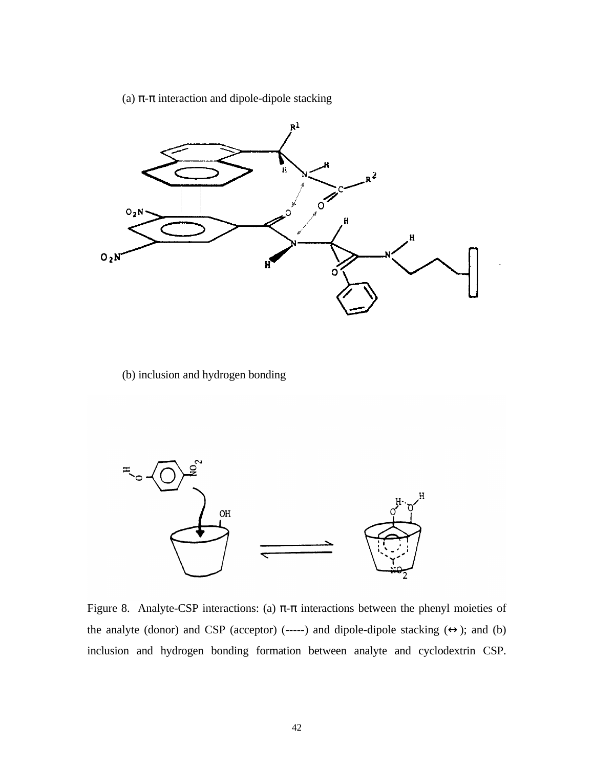(a) π-π interaction and dipole-dipole stacking

(b) inclusion and hydrogen bonding

Figure 8. Analyte-CSP interactions: (a) π-π interactions between the phenyl moieties of the analyte (donor) and CSP (acceptor) (-----) and dipole-dipole stacking (↔); and (b) inclusion and hydrogen bonding formation between analyte and cyclodextrin CSP.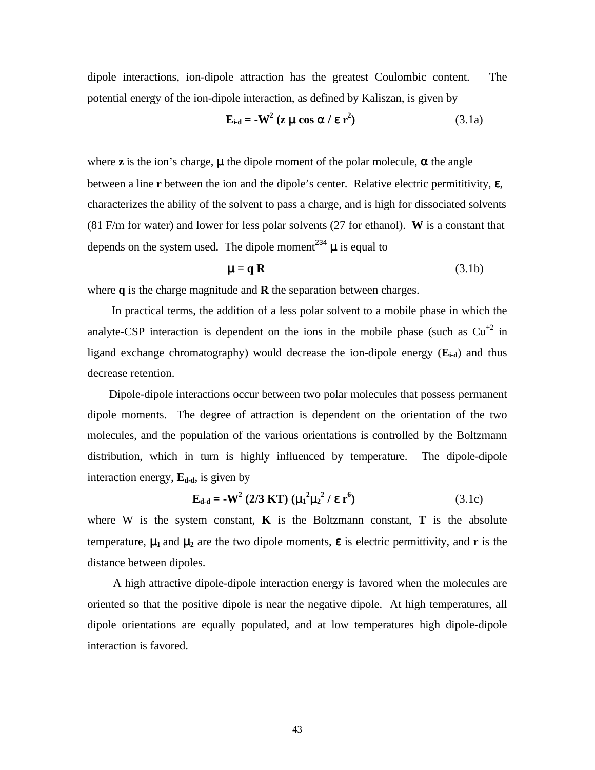dipole interactions, ion-dipole attraction has the greatest Coulombic content. The potential energy of the ion-dipole interaction, as defined by Kaliszan, is given by

$$\mathbf{E_{i\text{-}d} = -W^2 (z\,\mu \cos\alpha / \varepsilon\, r^2)} \qquad (3.1a)$$

where **z** is the ion's charge, $\mu$ the dipole moment of the polar molecule, $\alpha$ the angle between a line **r** between the ion and the dipole's center. Relative electric permititivity, $\varepsilon$, characterizes the ability of the solvent to pass a charge, and is high for dissociated solvents (81 F/m for water) and lower for less polar solvents (27 for ethanol). **W** is a constant that depends on the system used. The dipole moment[234] $\mu$ is equal to

$$\mathbf{\mu = q\,R} \qquad (3.1b)$$

where **q** is the charge magnitude and **R** the separation between charges.

In practical terms, the addition of a less polar solvent to a mobile phase in which the analyte-CSP interaction is dependent on the ions in the mobile phase (such as $Cu^{+2}$ in ligand exchange chromatography) would decrease the ion-dipole energy ($\mathbf{E_{i\text{-}d}}$) and thus decrease retention.

Dipole-dipole interactions occur between two polar molecules that possess permanent dipole moments. The degree of attraction is dependent on the orientation of the two molecules, and the population of the various orientations is controlled by the Boltzmann distribution, which in turn is highly influenced by temperature. The dipole-dipole interaction energy, $\mathbf{E_{d\text{-}d}}$, is given by

$$\mathbf{E_{d\text{-}d} = -W^2 (2/3\,KT)\,(\mu_1^2 \mu_2^2 / \varepsilon\, r^6)} \qquad (3.1c)$$

where W is the system constant, **K** is the Boltzmann constant, **T** is the absolute temperature, $\mu_1$ and $\mu_2$ are the two dipole moments, $\varepsilon$ is electric permittivity, and **r** is the distance between dipoles.

A high attractive dipole-dipole interaction energy is favored when the molecules are oriented so that the positive dipole is near the negative dipole. At high temperatures, all dipole orientations are equally populated, and at low temperatures high dipole-dipole interaction is favored.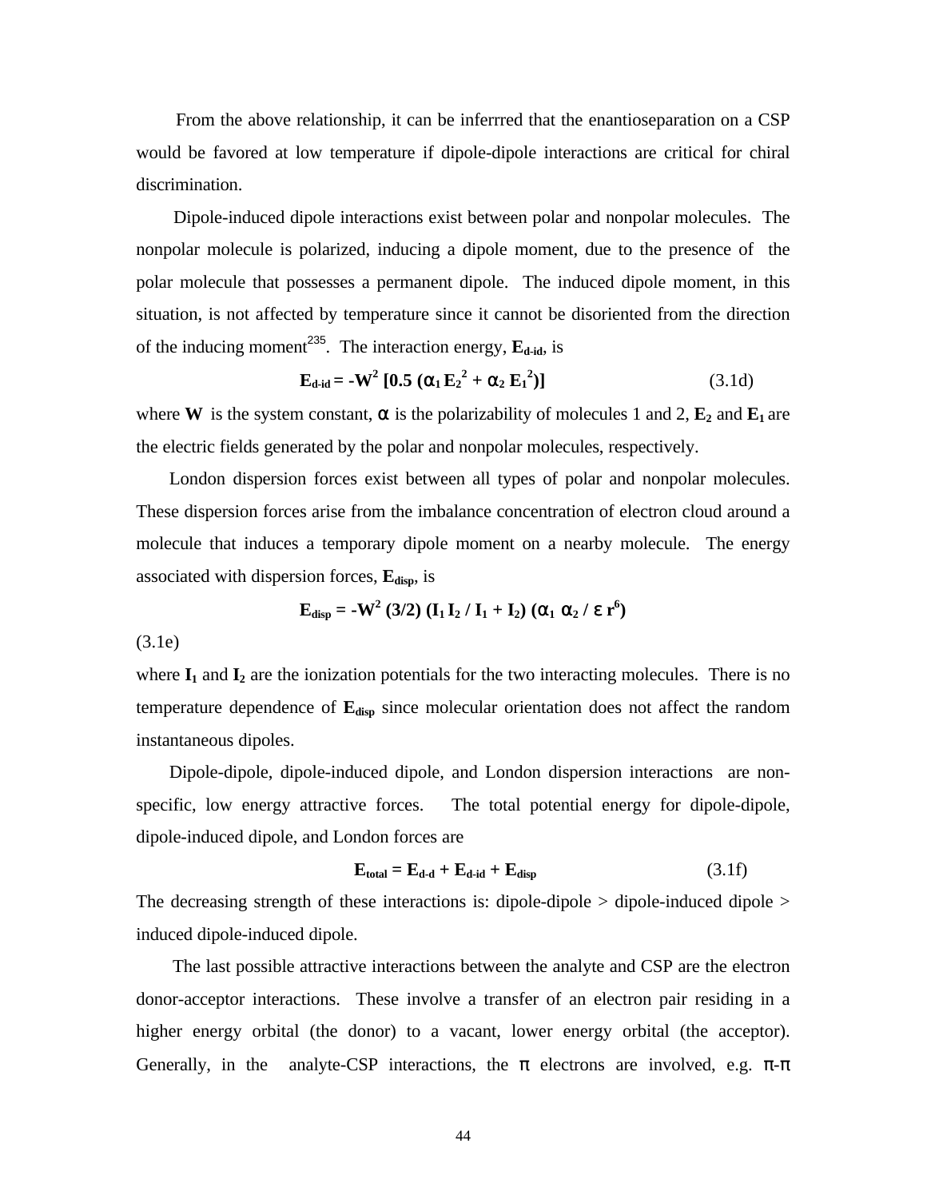From the above relationship, it can be inferrred that the enantioseparation on a CSP would be favored at low temperature if dipole-dipole interactions are critical for chiral discrimination.

Dipole-induced dipole interactions exist between polar and nonpolar molecules. The nonpolar molecule is polarized, inducing a dipole moment, due to the presence of the polar molecule that possesses a permanent dipole. The induced dipole moment, in this situation, is not affected by temperature since it cannot be disoriented from the direction of the inducing moment[235]. The interaction energy, $\mathbf{E_{d\text{-}id}}$, is

$$\mathbf{E_{d\text{-}id} = -W^2\,[0.5\,(\alpha_1\,E_2^{\,2} + \alpha_2\,E_1^{\,2})]} \qquad (3.1d)$$

where $\mathbf{W}$ is the system constant, $\alpha$ is the polarizability of molecules 1 and 2, $\mathbf{E_2}$ and $\mathbf{E_1}$ are the electric fields generated by the polar and nonpolar molecules, respectively.

London dispersion forces exist between all types of polar and nonpolar molecules. These dispersion forces arise from the imbalance concentration of electron cloud around a molecule that induces a temporary dipole moment on a nearby molecule. The energy associated with dispersion forces, $\mathbf{E_{disp}}$, is

$$\mathbf{E_{disp} = -W^2\,(3/2)\,(I_1\,I_2 / I_1 + I_2)\,(\alpha_1\,\alpha_2 / \varepsilon\,r^6)} \qquad (3.1e)$$

where $\mathbf{I_1}$ and $\mathbf{I_2}$ are the ionization potentials for the two interacting molecules. There is no temperature dependence of $\mathbf{E_{disp}}$ since molecular orientation does not affect the random instantaneous dipoles.

Dipole-dipole, dipole-induced dipole, and London dispersion interactions are non-specific, low energy attractive forces. The total potential energy for dipole-dipole, dipole-induced dipole, and London forces are

$$\mathbf{E_{total} = E_{d\text{-}d} + E_{d\text{-}id} + E_{disp}} \qquad (3.1f)$$

The decreasing strength of these interactions is: dipole-dipole > dipole-induced dipole > induced dipole-induced dipole.

The last possible attractive interactions between the analyte and CSP are the electron donor-acceptor interactions. These involve a transfer of an electron pair residing in a higher energy orbital (the donor) to a vacant, lower energy orbital (the acceptor). Generally, in the analyte-CSP interactions, the $\pi$ electrons are involved, e.g. $\pi$-$\pi$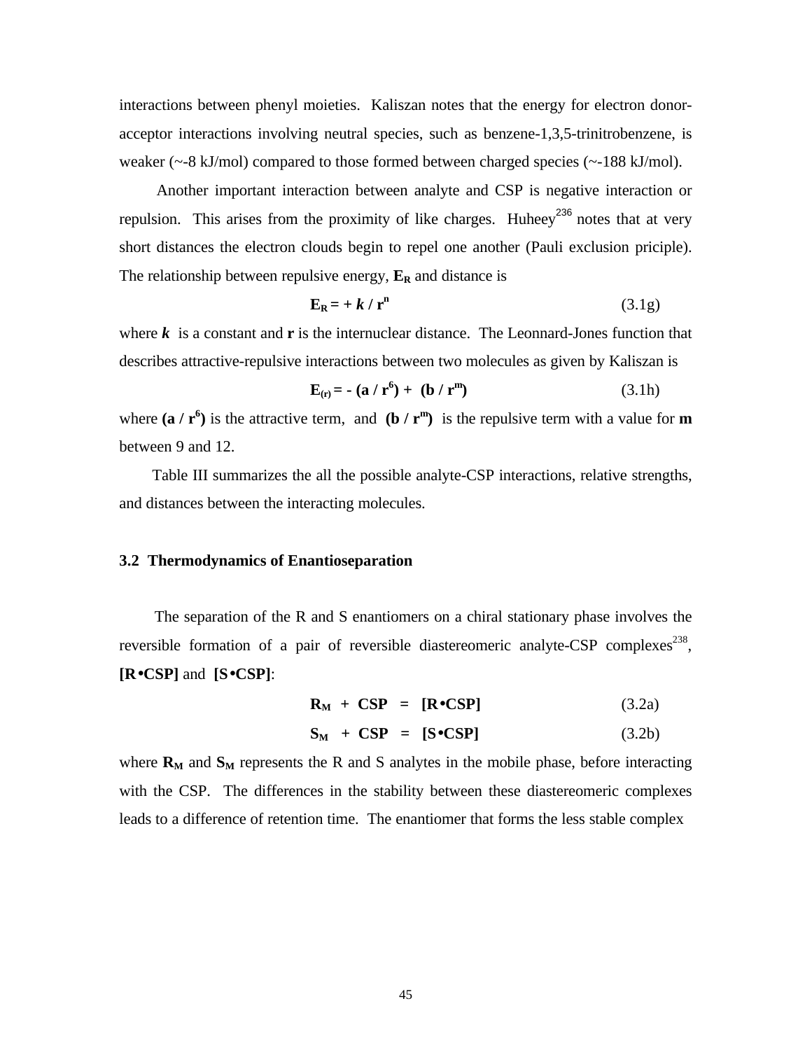interactions between phenyl moieties. Kaliszan notes that the energy for electron donor-acceptor interactions involving neutral species, such as benzene-1,3,5-trinitrobenzene, is weaker (~-8 kJ/mol) compared to those formed between charged species (~-188 kJ/mol).

Another important interaction between analyte and CSP is negative interaction or repulsion. This arises from the proximity of like charges. Huheey[236] notes that at very short distances the electron clouds begin to repel one another (Pauli exclusion priciple). The relationship between repulsive energy, $\mathbf{E_R}$ and distance is

$$\mathbf{E_R = + \mathit{k} / r^n} \tag{3.1g}$$

where $\boldsymbol{k}$ is a constant and $\mathbf{r}$ is the internuclear distance. The Leonnard-Jones function that describes attractive-repulsive interactions between two molecules as given by Kaliszan is

$$\mathbf{E_{(r)} = - (a / r^6) + (b / r^m)} \tag{3.1h}$$

where $\mathbf{(a / r^6)}$ is the attractive term, and $\mathbf{(b / r^m)}$ is the repulsive term with a value for $\mathbf{m}$ between 9 and 12.

Table III summarizes the all the possible analyte-CSP interactions, relative strengths, and distances between the interacting molecules.

### 3.2 Thermodynamics of Enantioseparation

The separation of the R and S enantiomers on a chiral stationary phase involves the reversible formation of a pair of reversible diastereomeric analyte-CSP complexes[238], **[R•CSP]** and **[S•CSP]**:

$$\mathbf{R_M + CSP = [R \bullet CSP]} \tag{3.2a}$$

$$\mathbf{S_M + CSP = [S \bullet CSP]} \tag{3.2b}$$

where $\mathbf{R_M}$ and $\mathbf{S_M}$ represents the R and S analytes in the mobile phase, before interacting with the CSP. The differences in the stability between these diastereomeric complexes leads to a difference of retention time. The enantiomer that forms the less stable complex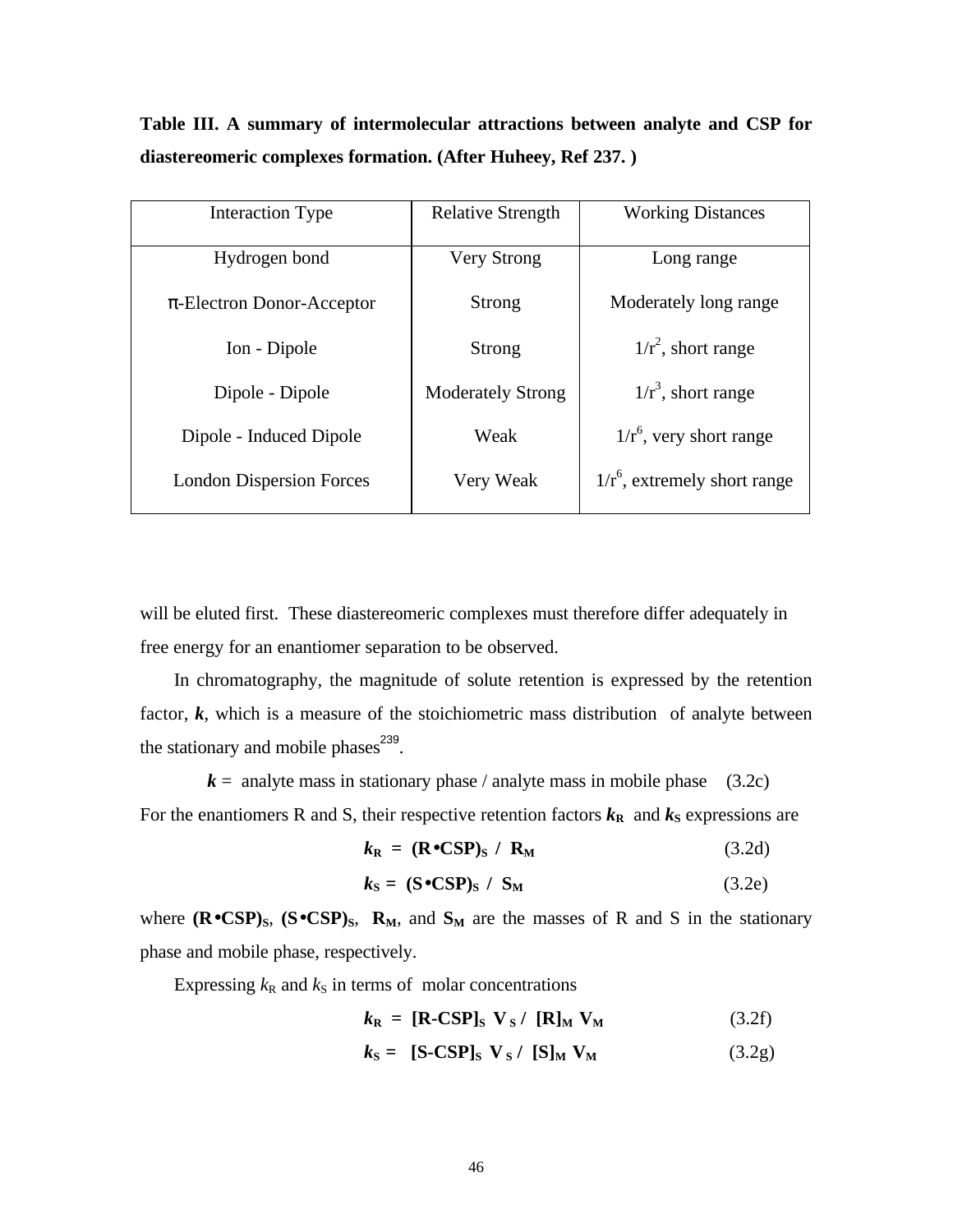**Table III. A summary of intermolecular attractions between analyte and CSP for diastereomeric complexes formation. (After Huheey, Ref 237. )**

| Interaction Type | Relative Strength | Working Distances |
|---|---|---|
| Hydrogen bond | Very Strong | Long range |
| π-Electron Donor-Acceptor | Strong | Moderately long range |
| Ion - Dipole | Strong | $1/r^2$, short range |
| Dipole - Dipole | Moderately Strong | $1/r^3$, short range |
| Dipole - Induced Dipole | Weak | $1/r^6$, very short range |
| London Dispersion Forces | Very Weak | $1/r^6$, extremely short range |

will be eluted first. These diastereomeric complexes must therefore differ adequately in free energy for an enantiomer separation to be observed.

In chromatography, the magnitude of solute retention is expressed by the retention factor, $\boldsymbol{k}$, which is a measure of the stoichiometric mass distribution of analyte between the stationary and mobile phases[239].

$$\boldsymbol{k} = \text{analyte mass in stationary phase / analyte mass in mobile phase} \quad (3.2c)$$

For the enantiomers R and S, their respective retention factors $\boldsymbol{k_R}$ and $\boldsymbol{k_S}$ expressions are

$$\boldsymbol{k_R = (R \bullet CSP)_S \; / \; R_M} \quad (3.2d)$$

$$\boldsymbol{k_S = (S \bullet CSP)_S \; / \; S_M} \quad (3.2e)$$

where $\mathbf{(R \bullet CSP)_S}$, $\mathbf{(S \bullet CSP)_S}$, $\mathbf{R_M}$, and $\mathbf{S_M}$ are the masses of R and S in the stationary phase and mobile phase, respectively.

Expressing $k_R$ and $k_S$ in terms of molar concentrations

$$\boldsymbol{k_R = [R\text{-}CSP]_S \; V_S \; / \; [R]_M \; V_M} \quad (3.2f)$$

$$\boldsymbol{k_S = [S\text{-}CSP]_S \; V_S \; / \; [S]_M \; V_M} \quad (3.2g)$$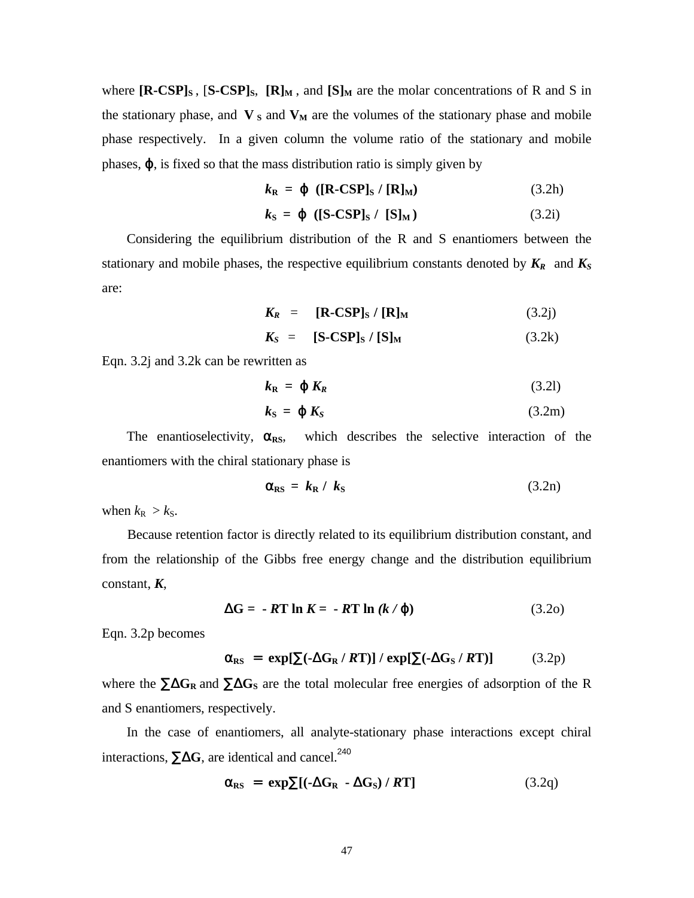where $[R\text{-}CSP]_S$ , $[S\text{-}CSP]_S$, $[R]_M$ , and $[S]_M$ are the molar concentrations of R and S in the stationary phase, and $V_S$ and $V_M$ are the volumes of the stationary phase and mobile phase respectively. In a given column the volume ratio of the stationary and mobile phases, $\varphi$, is fixed so that the mass distribution ratio is simply given by

$$k_R = \varphi \; ([R\text{-}CSP]_S / [R]_M) \qquad (3.2h)$$

$$k_S = \varphi \; ([S\text{-}CSP]_S / [S]_M) \qquad (3.2i)$$

Considering the equilibrium distribution of the R and S enantiomers between the stationary and mobile phases, the respective equilibrium constants denoted by $K_R$ and $K_S$ are:

$$K_R = [R\text{-}CSP]_S / [R]_M \qquad (3.2j)$$

$$K_S = [S\text{-}CSP]_S / [S]_M \qquad (3.2k)$$

Eqn. 3.2j and 3.2k can be rewritten as

$$k_R = \varphi \, K_R \qquad (3.2l)$$

$$k_S = \varphi \, K_S \qquad (3.2m)$$

The enantioselectivity, $\alpha_{RS}$, which describes the selective interaction of the enantiomers with the chiral stationary phase is

$$\alpha_{RS} = k_R / k_S \qquad (3.2n)$$

when $k_R > k_S$.

Because retention factor is directly related to its equilibrium distribution constant, and from the relationship of the Gibbs free energy change and the distribution equilibrium constant, $K$,

$$\Delta G = -RT \ln K = -RT \ln (k / \varphi) \qquad (3.2o)$$

Eqn. 3.2p becomes

$$\alpha_{RS} = \exp[\textstyle\sum(-\Delta G_R / RT)] / \exp[\textstyle\sum(-\Delta G_S / RT)] \qquad (3.2p)$$

where the $\sum\Delta G_R$ and $\sum\Delta G_S$ are the total molecular free energies of adsorption of the R and S enantiomers, respectively.

In the case of enantiomers, all analyte-stationary phase interactions except chiral interactions, $\sum\Delta G$, are identical and cancel.[240]

$$\alpha_{RS} = \exp\textstyle\sum[(-\Delta G_R - \Delta G_S) / RT] \qquad (3.2q)$$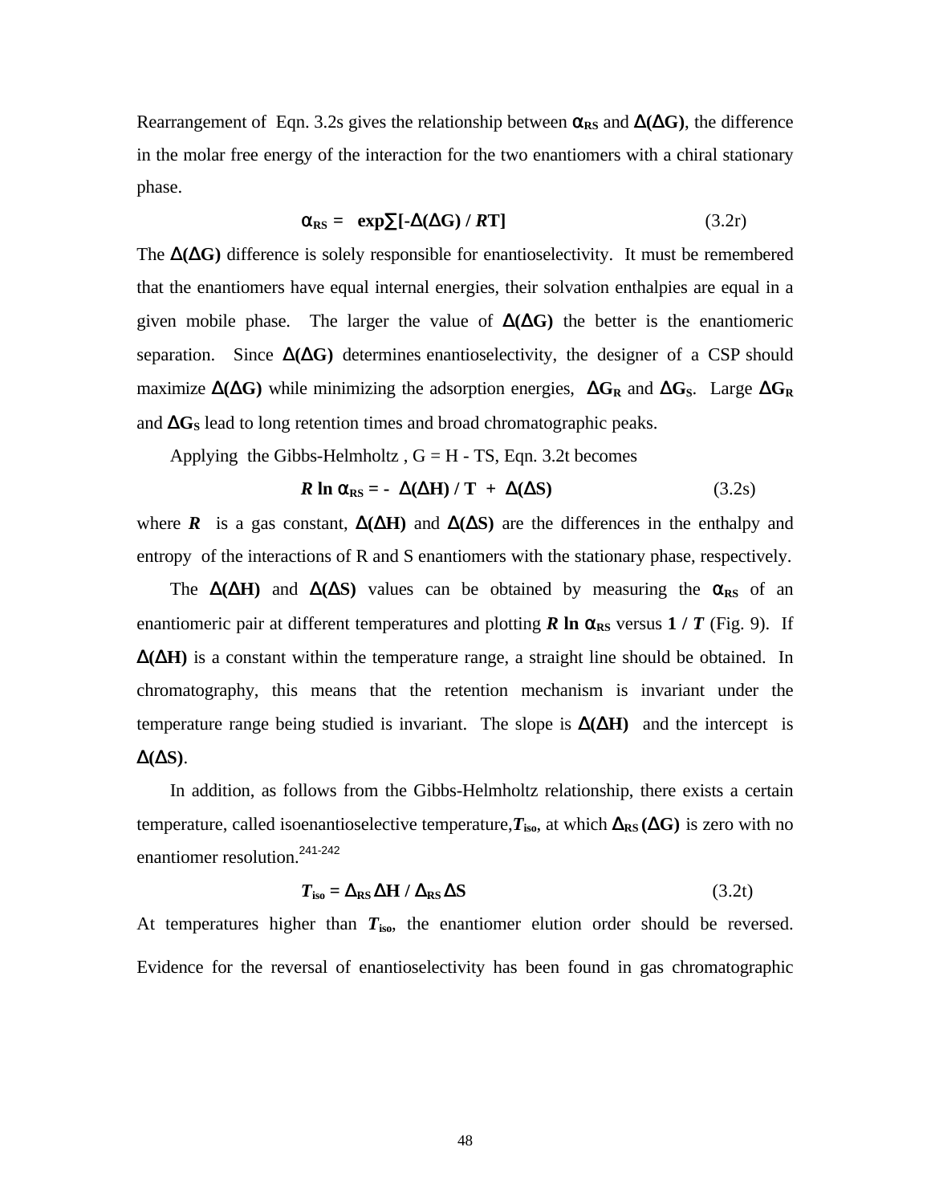Rearrangement of Eqn. 3.2s gives the relationship between $\alpha_{RS}$ and $\Delta(\Delta G)$, the difference in the molar free energy of the interaction for the two enantiomers with a chiral stationary phase.

$$\alpha_{RS} = \exp\sum[-\Delta(\Delta G) / RT] \qquad (3.2r)$$

The $\Delta(\Delta G)$ difference is solely responsible for enantioselectivity. It must be remembered that the enantiomers have equal internal energies, their solvation enthalpies are equal in a given mobile phase. The larger the value of $\Delta(\Delta G)$ the better is the enantiomeric separation. Since $\Delta(\Delta G)$ determines enantioselectivity, the designer of a CSP should maximize $\Delta(\Delta G)$ while minimizing the adsorption energies, $\Delta G_R$ and $\Delta G_S$. Large $\Delta G_R$ and $\Delta G_S$ lead to long retention times and broad chromatographic peaks.

Applying the Gibbs-Helmholtz , G = H - TS, Eqn. 3.2t becomes

$$R \ln \alpha_{RS} = - \Delta(\Delta H) / T + \Delta(\Delta S) \qquad (3.2s)$$

where $R$ is a gas constant, $\Delta(\Delta H)$ and $\Delta(\Delta S)$ are the differences in the enthalpy and entropy of the interactions of R and S enantiomers with the stationary phase, respectively.

The $\Delta(\Delta H)$ and $\Delta(\Delta S)$ values can be obtained by measuring the $\alpha_{RS}$ of an enantiomeric pair at different temperatures and plotting $R \ln \alpha_{RS}$ versus $1 / T$ (Fig. 9). If $\Delta(\Delta H)$ is a constant within the temperature range, a straight line should be obtained. In chromatography, this means that the retention mechanism is invariant under the temperature range being studied is invariant. The slope is $\Delta(\Delta H)$ and the intercept is $\Delta(\Delta S)$.

In addition, as follows from the Gibbs-Helmholtz relationship, there exists a certain temperature, called isoenantioselective temperature, $T_{iso}$, at which $\Delta_{RS}(\Delta G)$ is zero with no enantiomer resolution.[241-242]

$$T_{iso} = \Delta_{RS}\Delta H / \Delta_{RS}\Delta S \qquad (3.2t)$$

At temperatures higher than $T_{iso}$, the enantiomer elution order should be reversed. Evidence for the reversal of enantioselectivity has been found in gas chromatographic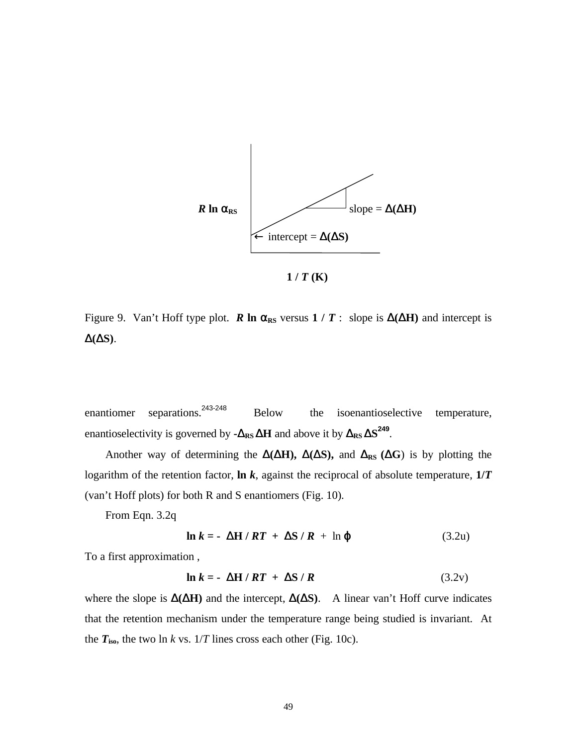$R \ln \alpha_{RS}$

slope = $\Delta(\Delta H)$

← intercept = $\Delta(\Delta S)$

$1 / T$ (K)

Figure 9. Van't Hoff type plot. $R \ln \alpha_{RS}$ versus $1 / T$ : slope is $\Delta(\Delta H)$ and intercept is $\Delta(\Delta S)$.

enantiomer separations.[243-248] Below the isoenantioselective temperature, enantioselectivity is governed by $-\Delta_{RS}\Delta H$ and above it by $\Delta_{RS}\Delta S$[249].

Another way of determining the $\Delta(\Delta H)$, $\Delta(\Delta S)$, and $\Delta_{RS}$ ($\Delta G$) is by plotting the logarithm of the retention factor, **ln *k***, against the reciprocal of absolute temperature, **1/*T*** (van't Hoff plots) for both R and S enantiomers (Fig. 10).

From Eqn. 3.2q

$$\ln k = - \Delta H / RT + \Delta S / R + \ln \varphi \qquad (3.2u)$$

To a first approximation ,

$$\ln k = - \Delta H / RT + \Delta S / R \qquad (3.2v)$$

where the slope is $\Delta(\Delta H)$ and the intercept, $\Delta(\Delta S)$. A linear van't Hoff curve indicates that the retention mechanism under the temperature range being studied is invariant. At the $T_{iso}$, the two $\ln k$ vs. $1/T$ lines cross each other (Fig. 10c).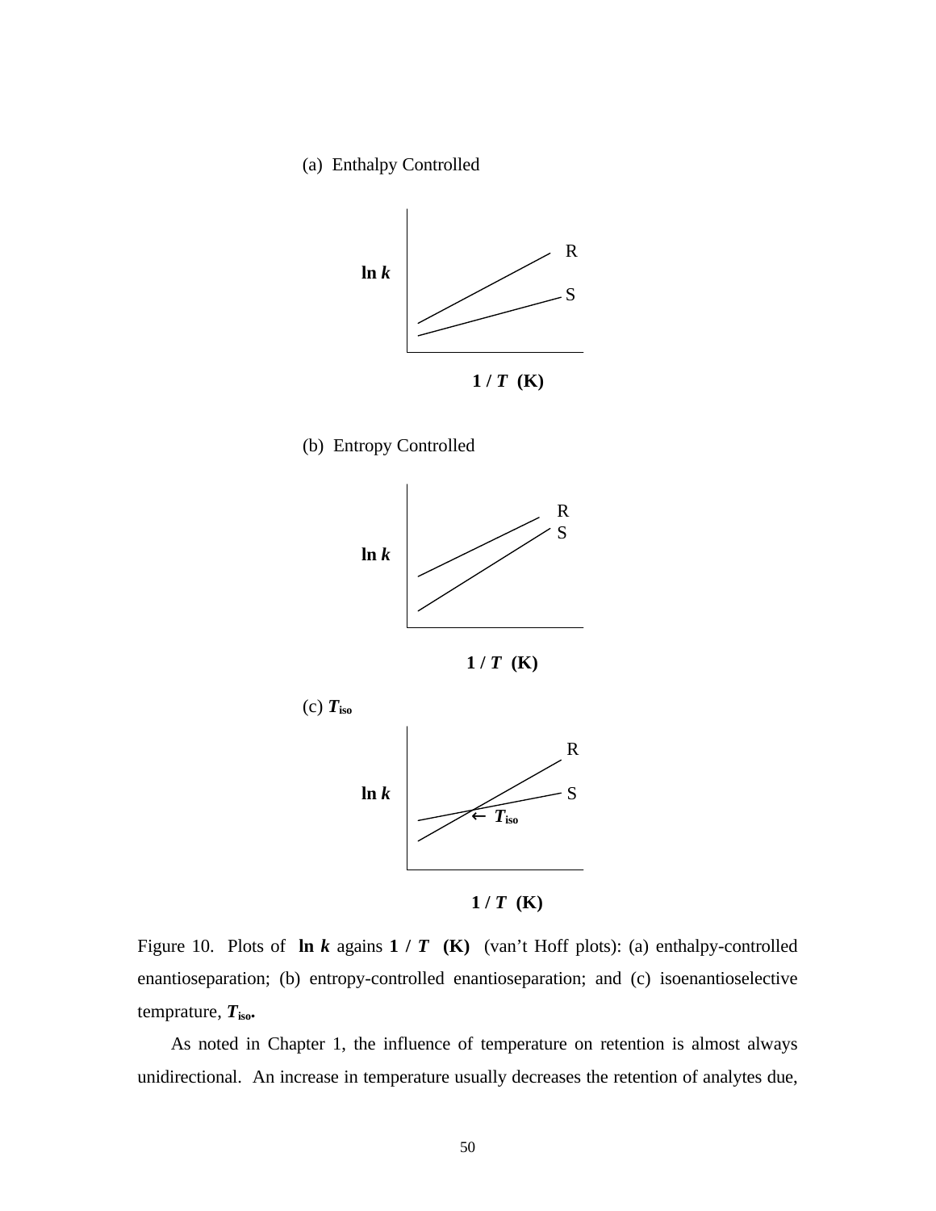(a) Enthalpy Controlled

(b) Entropy Controlled

(c) $T_{iso}$

Figure 10. Plots of **ln *k*** agains **1 / *T* (K)** (van't Hoff plots): (a) enthalpy-controlled enantioseparation; (b) entropy-controlled enantioseparation; and (c) isoenantioselective temprature, $T_{iso}$.

As noted in Chapter 1, the influence of temperature on retention is almost always unidirectional. An increase in temperature usually decreases the retention of analytes due,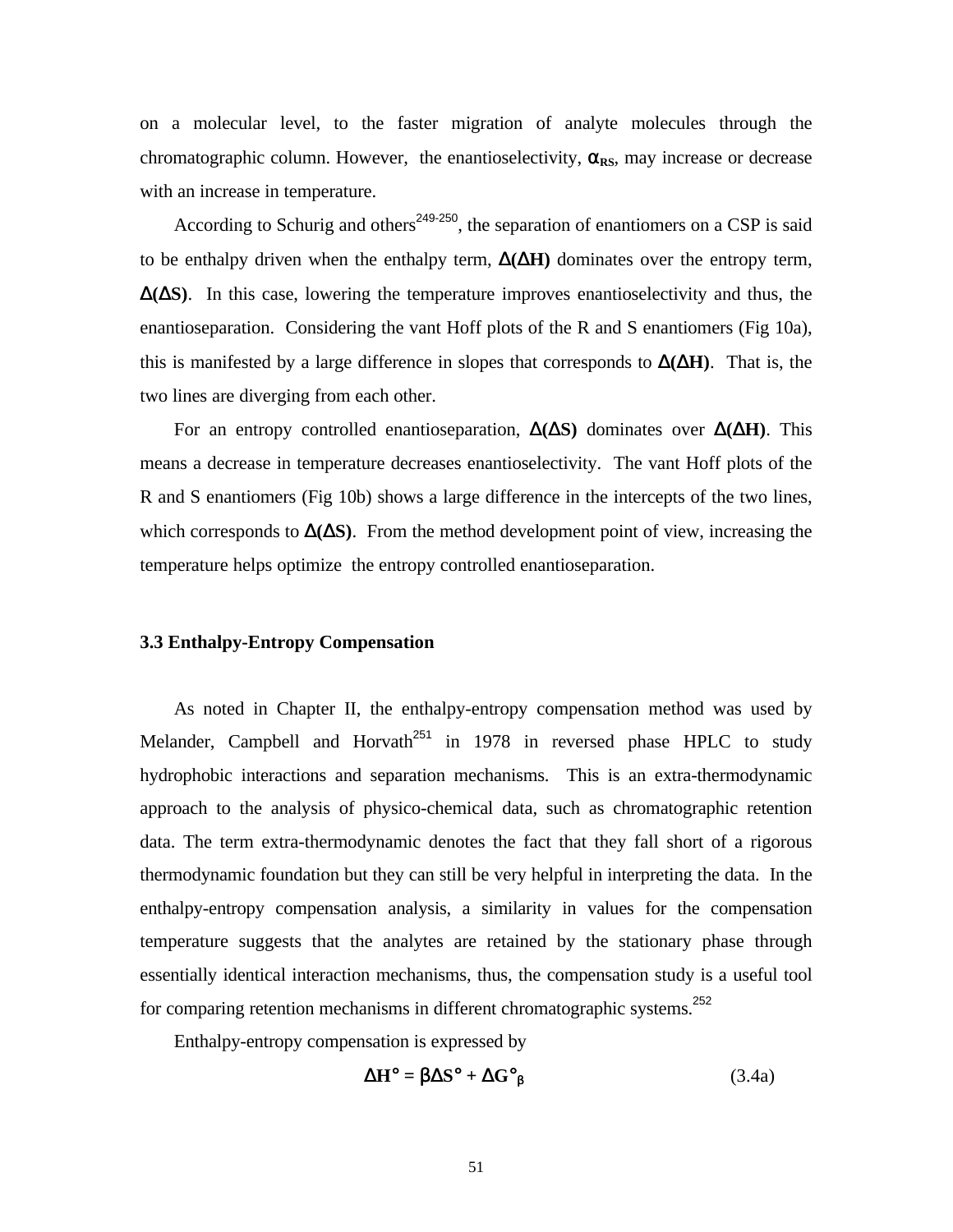on a molecular level, to the faster migration of analyte molecules through the chromatographic column. However, the enantioselectivity, $\alpha_{RS}$, may increase or decrease with an increase in temperature.

According to Schurig and others[249-250], the separation of enantiomers on a CSP is said to be enthalpy driven when the enthalpy term, **$\Delta(\Delta H)$** dominates over the entropy term, **$\Delta(\Delta S)$**. In this case, lowering the temperature improves enantioselectivity and thus, the enantioseparation. Considering the vant Hoff plots of the R and S enantiomers (Fig 10a), this is manifested by a large difference in slopes that corresponds to **$\Delta(\Delta H)$**. That is, the two lines are diverging from each other.

For an entropy controlled enantioseparation, **$\Delta(\Delta S)$** dominates over **$\Delta(\Delta H)$**. This means a decrease in temperature decreases enantioselectivity. The vant Hoff plots of the R and S enantiomers (Fig 10b) shows a large difference in the intercepts of the two lines, which corresponds to **$\Delta(\Delta S)$**. From the method development point of view, increasing the temperature helps optimize the entropy controlled enantioseparation.

### 3.3 Enthalpy-Entropy Compensation

As noted in Chapter II, the enthalpy-entropy compensation method was used by Melander, Campbell and Horvath[251] in 1978 in reversed phase HPLC to study hydrophobic interactions and separation mechanisms. This is an extra-thermodynamic approach to the analysis of physico-chemical data, such as chromatographic retention data. The term extra-thermodynamic denotes the fact that they fall short of a rigorous thermodynamic foundation but they can still be very helpful in interpreting the data. In the enthalpy-entropy compensation analysis, a similarity in values for the compensation temperature suggests that the analytes are retained by the stationary phase through essentially identical interaction mechanisms, thus, the compensation study is a useful tool for comparing retention mechanisms in different chromatographic systems.[252]

Enthalpy-entropy compensation is expressed by

$$\Delta H^\circ = \beta \Delta S^\circ + \Delta G^\circ_\beta \qquad (3.4a)$$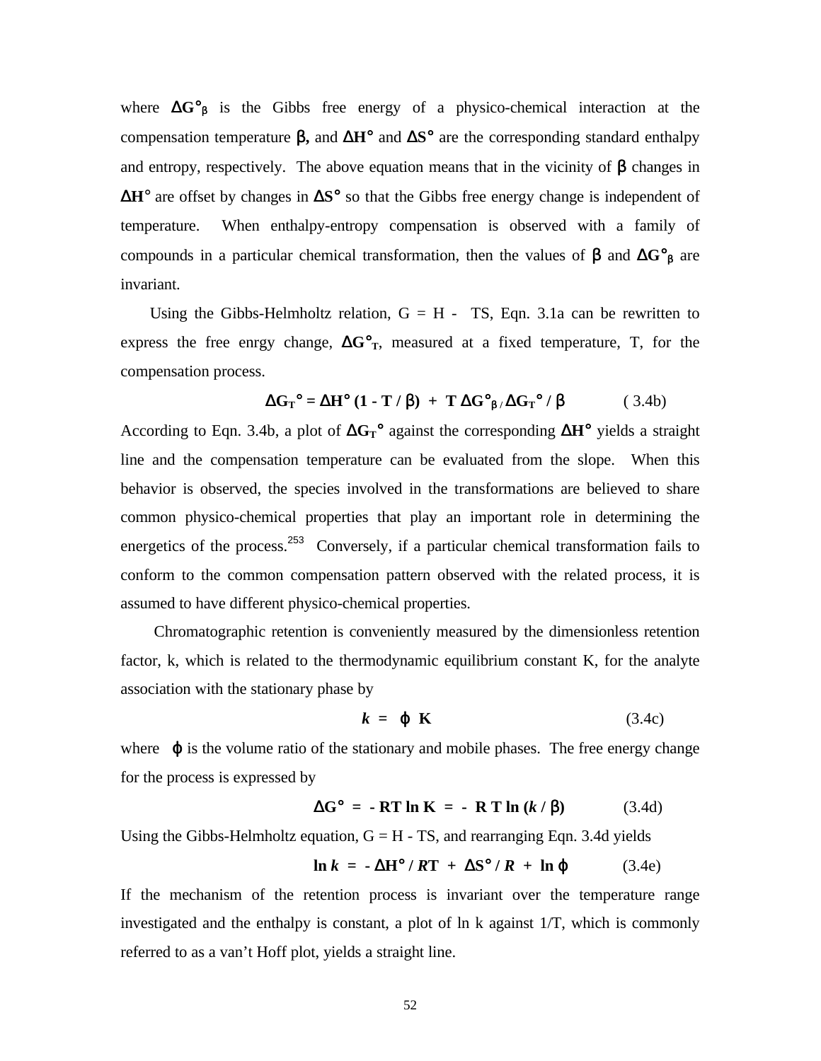where $\Delta G°_\beta$ is the Gibbs free energy of a physico-chemical interaction at the compensation temperature $\beta$, and $\Delta H°$ and $\Delta S°$ are the corresponding standard enthalpy and entropy, respectively. The above equation means that in the vicinity of $\beta$ changes in $\Delta H°$ are offset by changes in $\Delta S°$ so that the Gibbs free energy change is independent of temperature. When enthalpy-entropy compensation is observed with a family of compounds in a particular chemical transformation, then the values of $\beta$ and $\Delta G°_\beta$ are invariant.

Using the Gibbs-Helmholtz relation, G = H - TS, Eqn. 3.1a can be rewritten to express the free enrgy change, $\Delta G°_T$, measured at a fixed temperature, T, for the compensation process.

$$\Delta G_T° = \Delta H° (1 - T / \beta) + T \Delta G°_{\beta} / \Delta G_T° / \beta \qquad (3.4b)$$

According to Eqn. 3.4b, a plot of $\Delta G_T°$ against the corresponding $\Delta H°$ yields a straight line and the compensation temperature can be evaluated from the slope. When this behavior is observed, the species involved in the transformations are believed to share common physico-chemical properties that play an important role in determining the energetics of the process.[253] Conversely, if a particular chemical transformation fails to conform to the common compensation pattern observed with the related process, it is assumed to have different physico-chemical properties.

Chromatographic retention is conveniently measured by the dimensionless retention factor, k, which is related to the thermodynamic equilibrium constant K, for the analyte association with the stationary phase by

$$k = \varphi \, K \qquad (3.4c)$$

where $\varphi$ is the volume ratio of the stationary and mobile phases. The free energy change for the process is expressed by

$$\Delta G° = - RT \ln K = - R T \ln (k / \beta) \qquad (3.4d)$$

Using the Gibbs-Helmholtz equation, G = H - TS, and rearranging Eqn. 3.4d yields

$$\ln k = - \Delta H° / RT + \Delta S° / R + \ln \varphi \qquad (3.4e)$$

If the mechanism of the retention process is invariant over the temperature range investigated and the enthalpy is constant, a plot of ln k against 1/T, which is commonly referred to as a van't Hoff plot, yields a straight line.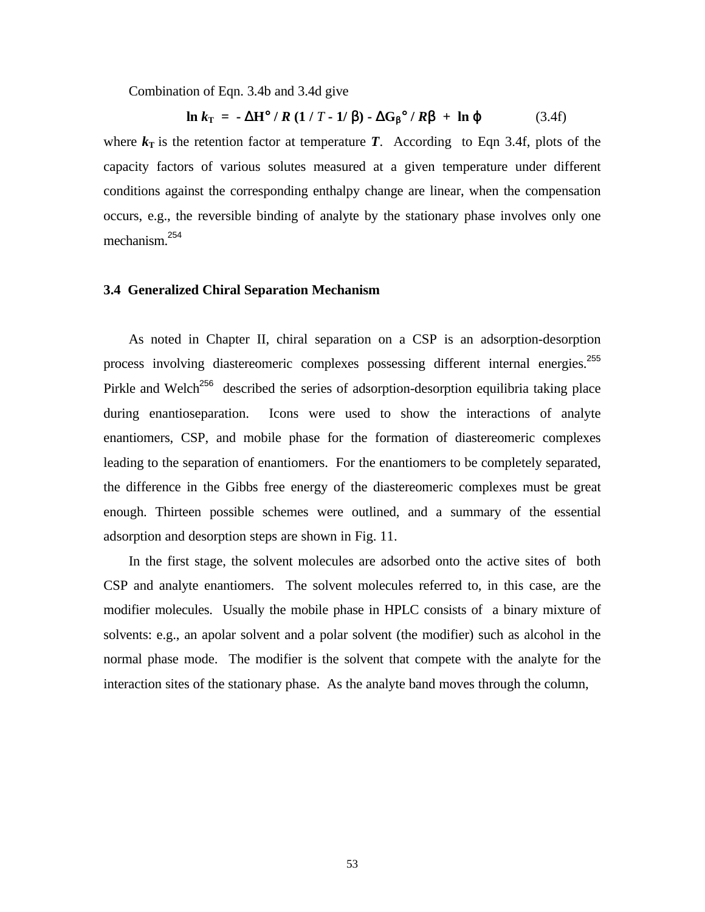Combination of Eqn. 3.4b and 3.4d give

$$\ln k_T = -\Delta H^\circ / R\,(1/T - 1/\beta) - \Delta G_\beta^\circ / R\beta + \ln \phi \qquad (3.4f)$$

where $k_T$ is the retention factor at temperature $T$. According to Eqn 3.4f, plots of the capacity factors of various solutes measured at a given temperature under different conditions against the corresponding enthalpy change are linear, when the compensation occurs, e.g., the reversible binding of analyte by the stationary phase involves only one mechanism.[254]

## 3.4 Generalized Chiral Separation Mechanism

As noted in Chapter II, chiral separation on a CSP is an adsorption-desorption process involving diastereomeric complexes possessing different internal energies.[255] Pirkle and Welch[256] described the series of adsorption-desorption equilibria taking place during enantioseparation. Icons were used to show the interactions of analyte enantiomers, CSP, and mobile phase for the formation of diastereomeric complexes leading to the separation of enantiomers. For the enantiomers to be completely separated, the difference in the Gibbs free energy of the diastereomeric complexes must be great enough. Thirteen possible schemes were outlined, and a summary of the essential adsorption and desorption steps are shown in Fig. 11.

In the first stage, the solvent molecules are adsorbed onto the active sites of both CSP and analyte enantiomers. The solvent molecules referred to, in this case, are the modifier molecules. Usually the mobile phase in HPLC consists of a binary mixture of solvents: e.g., an apolar solvent and a polar solvent (the modifier) such as alcohol in the normal phase mode. The modifier is the solvent that compete with the analyte for the interaction sites of the stationary phase. As the analyte band moves through the column,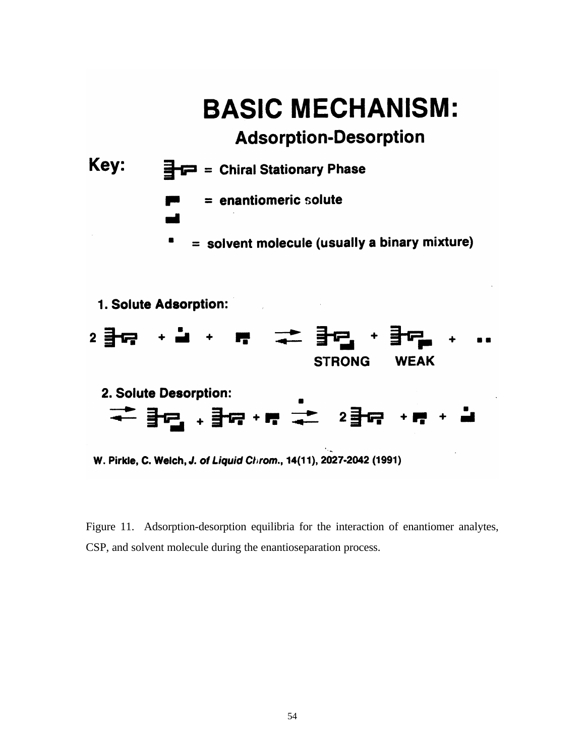# BASIC MECHANISM:

## Adsorption-Desorption

**Key:**

= **Chiral Stationary Phase**

= **enantiomeric solute**

= **solvent molecule (usually a binary mixture)**

**1. Solute Adsorption:**

**STRONG** **WEAK**

**2. Solute Desorption:**

**W. Pirkle, C. Welch, *J. of Liquid Chrom.*, 14(11), 2027-2042 (1991)**

Figure 11. Adsorption-desorption equilibria for the interaction of enantiomer analytes, CSP, and solvent molecule during the enantioseparation process.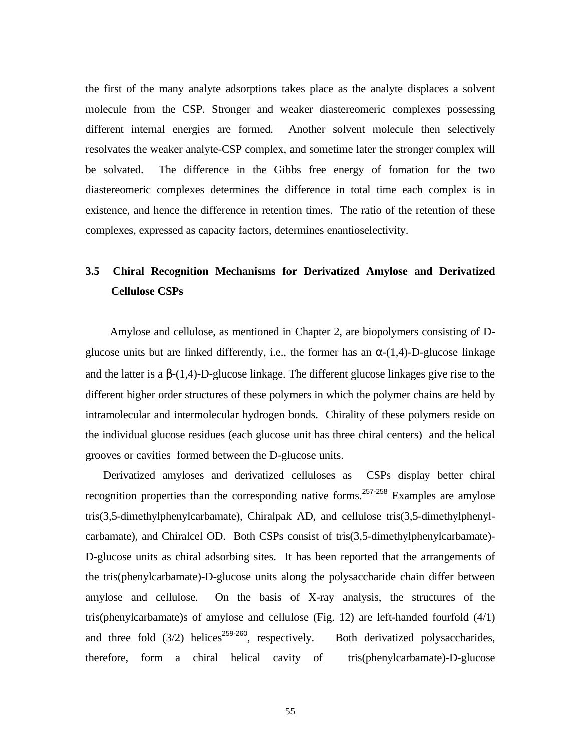the first of the many analyte adsorptions takes place as the analyte displaces a solvent molecule from the CSP. Stronger and weaker diastereomeric complexes possessing different internal energies are formed. Another solvent molecule then selectively resolvates the weaker analyte-CSP complex, and sometime later the stronger complex will be solvated. The difference in the Gibbs free energy of fomation for the two diastereomeric complexes determines the difference in total time each complex is in existence, and hence the difference in retention times. The ratio of the retention of these complexes, expressed as capacity factors, determines enantioselectivity.

## 3.5 Chiral Recognition Mechanisms for Derivatized Amylose and Derivatized Cellulose CSPs

Amylose and cellulose, as mentioned in Chapter 2, are biopolymers consisting of D-glucose units but are linked differently, i.e., the former has an α-(1,4)-D-glucose linkage and the latter is a β-(1,4)-D-glucose linkage. The different glucose linkages give rise to the different higher order structures of these polymers in which the polymer chains are held by intramolecular and intermolecular hydrogen bonds. Chirality of these polymers reside on the individual glucose residues (each glucose unit has three chiral centers) and the helical grooves or cavities formed between the D-glucose units.

Derivatized amyloses and derivatized celluloses as CSPs display better chiral recognition properties than the corresponding native forms.[257-258] Examples are amylose tris(3,5-dimethylphenylcarbamate), Chiralpak AD, and cellulose tris(3,5-dimethylphenyl-carbamate), and Chiralcel OD. Both CSPs consist of tris(3,5-dimethylphenylcarbamate)-D-glucose units as chiral adsorbing sites. It has been reported that the arrangements of the tris(phenylcarbamate)-D-glucose units along the polysaccharide chain differ between amylose and cellulose. On the basis of X-ray analysis, the structures of the tris(phenylcarbamate)s of amylose and cellulose (Fig. 12) are left-handed fourfold (4/1) and three fold (3/2) helices[259-260], respectively. Both derivatized polysaccharides, therefore, form a chiral helical cavity of tris(phenylcarbamate)-D-glucose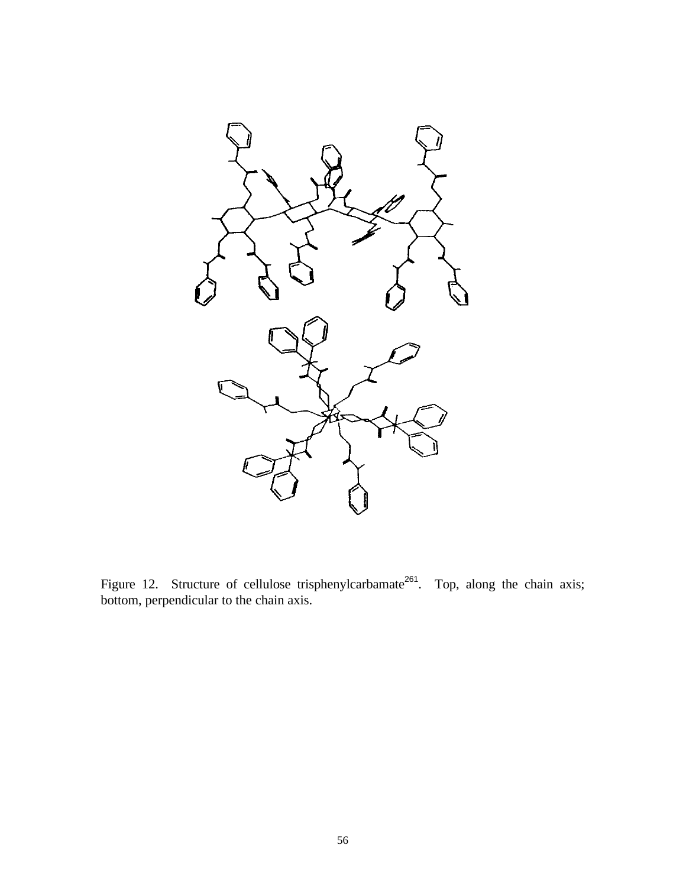Figure 12. Structure of cellulose trisphenylcarbamate[261]. Top, along the chain axis; bottom, perpendicular to the chain axis.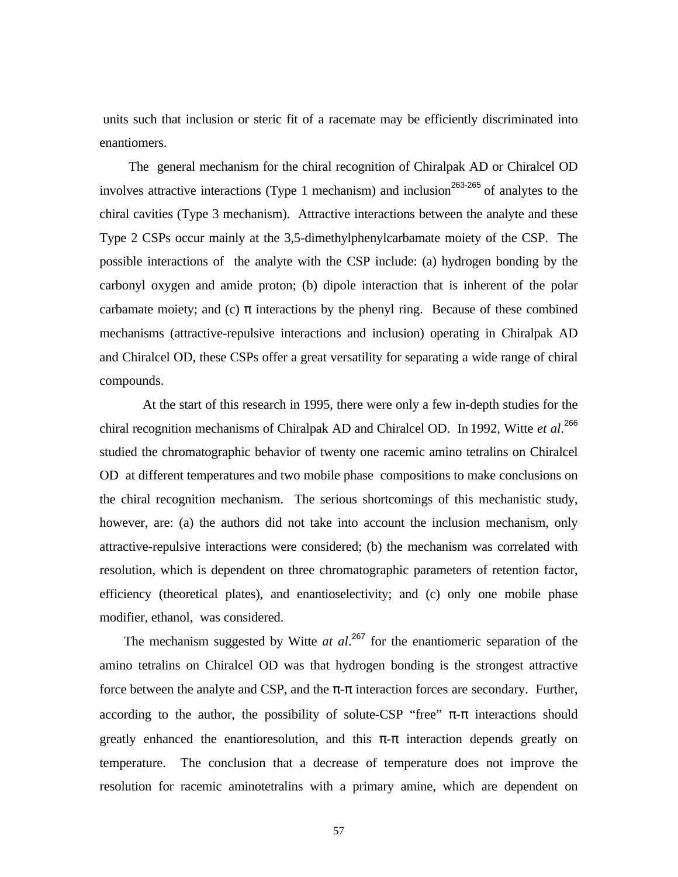units such that inclusion or steric fit of a racemate may be efficiently discriminated into enantiomers.

The general mechanism for the chiral recognition of Chiralpak AD or Chiralcel OD involves attractive interactions (Type 1 mechanism) and inclusion[263-265] of analytes to the chiral cavities (Type 3 mechanism). Attractive interactions between the analyte and these Type 2 CSPs occur mainly at the 3,5-dimethylphenylcarbamate moiety of the CSP. The possible interactions of the analyte with the CSP include: (a) hydrogen bonding by the carbonyl oxygen and amide proton; (b) dipole interaction that is inherent of the polar carbamate moiety; and (c) π interactions by the phenyl ring. Because of these combined mechanisms (attractive-repulsive interactions and inclusion) operating in Chiralpak AD and Chiralcel OD, these CSPs offer a great versatility for separating a wide range of chiral compounds.

At the start of this research in 1995, there were only a few in-depth studies for the chiral recognition mechanisms of Chiralpak AD and Chiralcel OD. In 1992, Witte *et al*.[266] studied the chromatographic behavior of twenty one racemic amino tetralins on Chiralcel OD at different temperatures and two mobile phase compositions to make conclusions on the chiral recognition mechanism. The serious shortcomings of this mechanistic study, however, are: (a) the authors did not take into account the inclusion mechanism, only attractive-repulsive interactions were considered; (b) the mechanism was correlated with resolution, which is dependent on three chromatographic parameters of retention factor, efficiency (theoretical plates), and enantioselectivity; and (c) only one mobile phase modifier, ethanol, was considered.

The mechanism suggested by Witte *at al*.[267] for the enantiomeric separation of the amino tetralins on Chiralcel OD was that hydrogen bonding is the strongest attractive force between the analyte and CSP, and the π-π interaction forces are secondary. Further, according to the author, the possibility of solute-CSP "free" π-π interactions should greatly enhanced the enantioresolution, and this π-π interaction depends greatly on temperature. The conclusion that a decrease of temperature does not improve the resolution for racemic aminotetralins with a primary amine, which are dependent on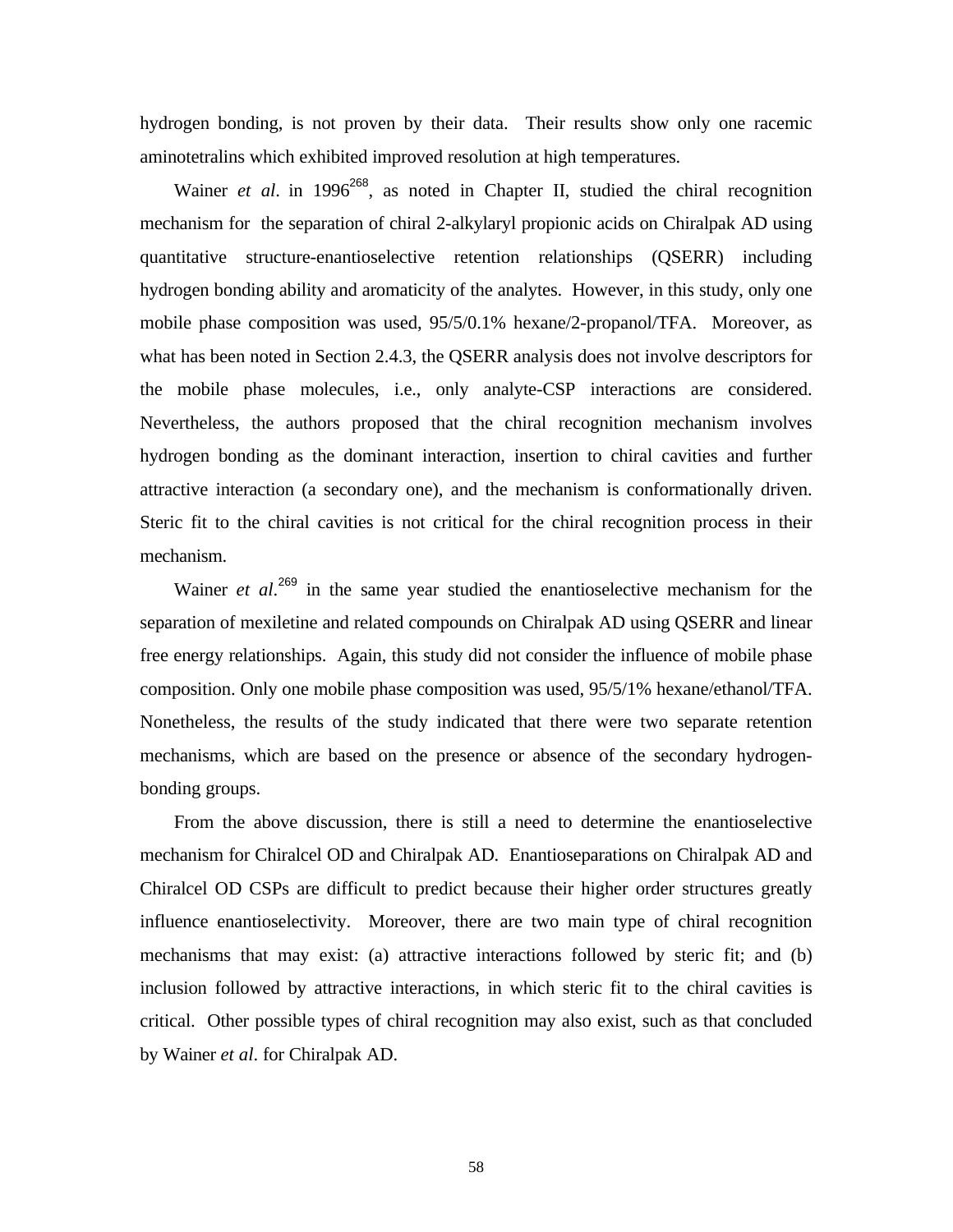hydrogen bonding, is not proven by their data. Their results show only one racemic aminotetralins which exhibited improved resolution at high temperatures.

Wainer *et al*. in 1996[268], as noted in Chapter II, studied the chiral recognition mechanism for the separation of chiral 2-alkylaryl propionic acids on Chiralpak AD using quantitative structure-enantioselective retention relationships (QSERR) including hydrogen bonding ability and aromaticity of the analytes. However, in this study, only one mobile phase composition was used, 95/5/0.1% hexane/2-propanol/TFA. Moreover, as what has been noted in Section 2.4.3, the QSERR analysis does not involve descriptors for the mobile phase molecules, i.e., only analyte-CSP interactions are considered. Nevertheless, the authors proposed that the chiral recognition mechanism involves hydrogen bonding as the dominant interaction, insertion to chiral cavities and further attractive interaction (a secondary one), and the mechanism is conformationally driven. Steric fit to the chiral cavities is not critical for the chiral recognition process in their mechanism.

Wainer *et al*.[269] in the same year studied the enantioselective mechanism for the separation of mexiletine and related compounds on Chiralpak AD using QSERR and linear free energy relationships. Again, this study did not consider the influence of mobile phase composition. Only one mobile phase composition was used, 95/5/1% hexane/ethanol/TFA. Nonetheless, the results of the study indicated that there were two separate retention mechanisms, which are based on the presence or absence of the secondary hydrogen-bonding groups.

From the above discussion, there is still a need to determine the enantioselective mechanism for Chiralcel OD and Chiralpak AD. Enantioseparations on Chiralpak AD and Chiralcel OD CSPs are difficult to predict because their higher order structures greatly influence enantioselectivity. Moreover, there are two main type of chiral recognition mechanisms that may exist: (a) attractive interactions followed by steric fit; and (b) inclusion followed by attractive interactions, in which steric fit to the chiral cavities is critical. Other possible types of chiral recognition may also exist, such as that concluded by Wainer *et al*. for Chiralpak AD.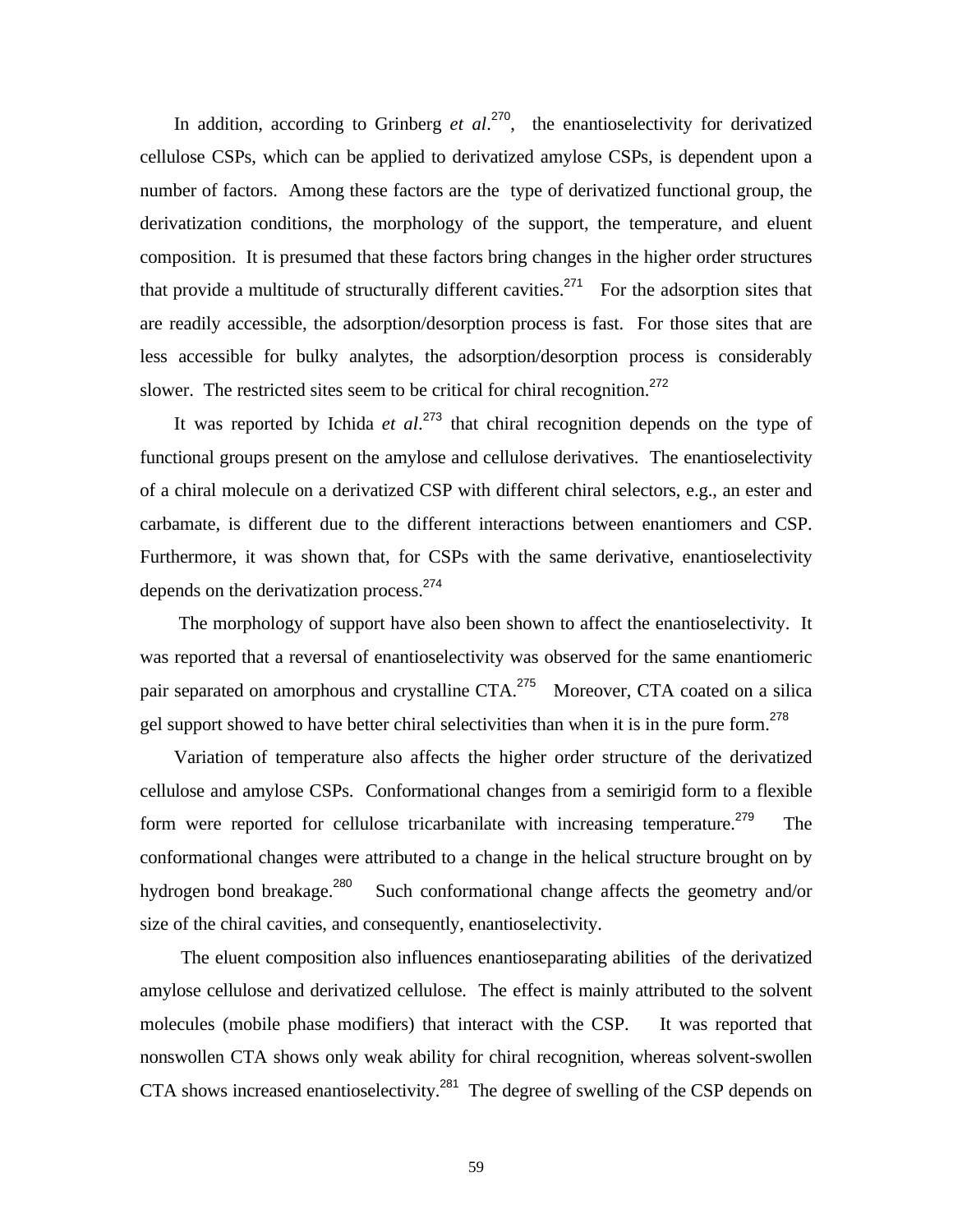In addition, according to Grinberg *et al.*[270], the enantioselectivity for derivatized cellulose CSPs, which can be applied to derivatized amylose CSPs, is dependent upon a number of factors. Among these factors are the type of derivatized functional group, the derivatization conditions, the morphology of the support, the temperature, and eluent composition. It is presumed that these factors bring changes in the higher order structures that provide a multitude of structurally different cavities.[271] For the adsorption sites that are readily accessible, the adsorption/desorption process is fast. For those sites that are less accessible for bulky analytes, the adsorption/desorption process is considerably slower. The restricted sites seem to be critical for chiral recognition.[272]

It was reported by Ichida *et al.*[273] that chiral recognition depends on the type of functional groups present on the amylose and cellulose derivatives. The enantioselectivity of a chiral molecule on a derivatized CSP with different chiral selectors, e.g., an ester and carbamate, is different due to the different interactions between enantiomers and CSP. Furthermore, it was shown that, for CSPs with the same derivative, enantioselectivity depends on the derivatization process.[274]

The morphology of support have also been shown to affect the enantioselectivity. It was reported that a reversal of enantioselectivity was observed for the same enantiomeric pair separated on amorphous and crystalline CTA.[275] Moreover, CTA coated on a silica gel support showed to have better chiral selectivities than when it is in the pure form.[278]

Variation of temperature also affects the higher order structure of the derivatized cellulose and amylose CSPs. Conformational changes from a semirigid form to a flexible form were reported for cellulose tricarbanilate with increasing temperature.[279] The conformational changes were attributed to a change in the helical structure brought on by hydrogen bond breakage.[280] Such conformational change affects the geometry and/or size of the chiral cavities, and consequently, enantioselectivity.

The eluent composition also influences enantioseparating abilities of the derivatized amylose cellulose and derivatized cellulose. The effect is mainly attributed to the solvent molecules (mobile phase modifiers) that interact with the CSP. It was reported that nonswollen CTA shows only weak ability for chiral recognition, whereas solvent-swollen CTA shows increased enantioselectivity.[281] The degree of swelling of the CSP depends on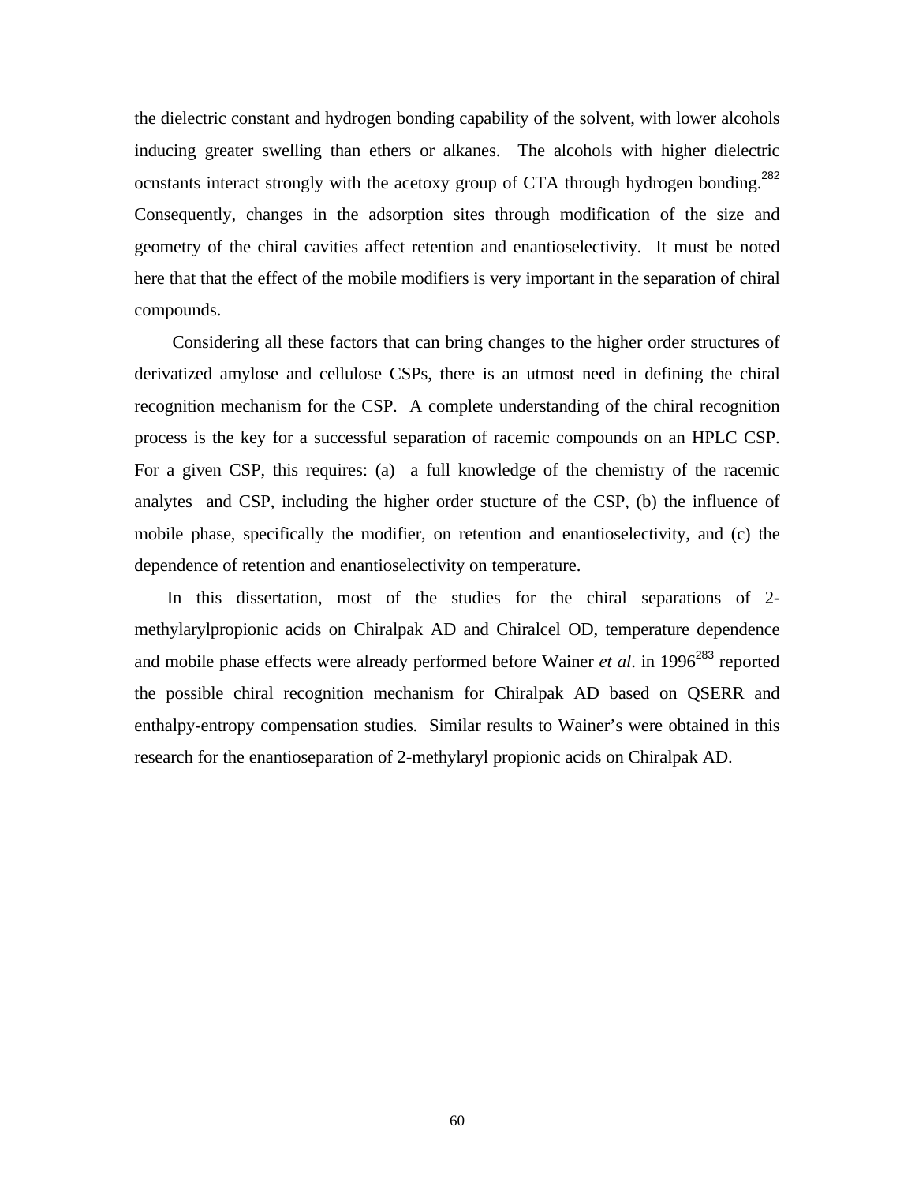the dielectric constant and hydrogen bonding capability of the solvent, with lower alcohols inducing greater swelling than ethers or alkanes. The alcohols with higher dielectric ocnstants interact strongly with the acetoxy group of CTA through hydrogen bonding.[282] Consequently, changes in the adsorption sites through modification of the size and geometry of the chiral cavities affect retention and enantioselectivity. It must be noted here that that the effect of the mobile modifiers is very important in the separation of chiral compounds.

Considering all these factors that can bring changes to the higher order structures of derivatized amylose and cellulose CSPs, there is an utmost need in defining the chiral recognition mechanism for the CSP. A complete understanding of the chiral recognition process is the key for a successful separation of racemic compounds on an HPLC CSP. For a given CSP, this requires: (a) a full knowledge of the chemistry of the racemic analytes and CSP, including the higher order stucture of the CSP, (b) the influence of mobile phase, specifically the modifier, on retention and enantioselectivity, and (c) the dependence of retention and enantioselectivity on temperature.

In this dissertation, most of the studies for the chiral separations of 2-methylarylpropionic acids on Chiralpak AD and Chiralcel OD, temperature dependence and mobile phase effects were already performed before Wainer *et al*. in 1996[283] reported the possible chiral recognition mechanism for Chiralpak AD based on QSERR and enthalpy-entropy compensation studies. Similar results to Wainer's were obtained in this research for the enantioseparation of 2-methylaryl propionic acids on Chiralpak AD.